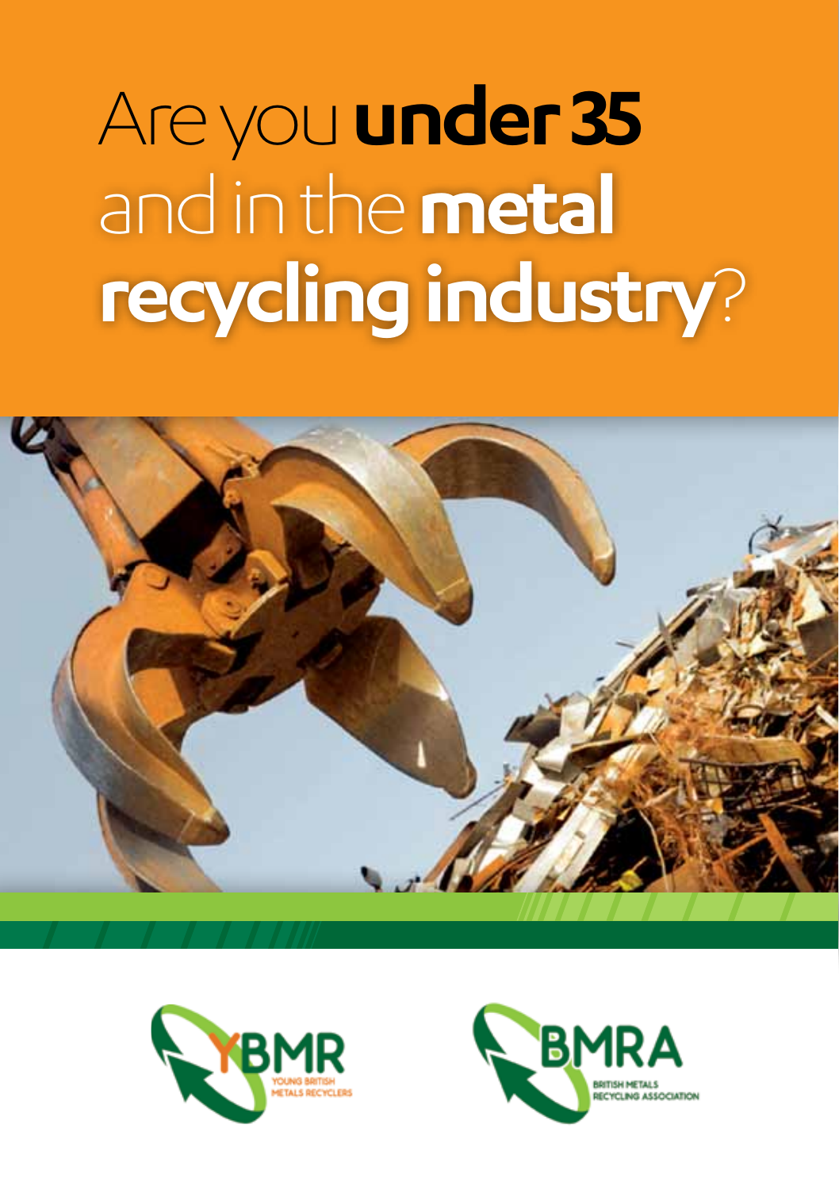# Are you **under 35** and in the **metal recycling industry**?

YBMR
YOUNG BRITISH METALS RECYCLERS

BMRA
BRITISH METALS RECYCLING ASSOCIATION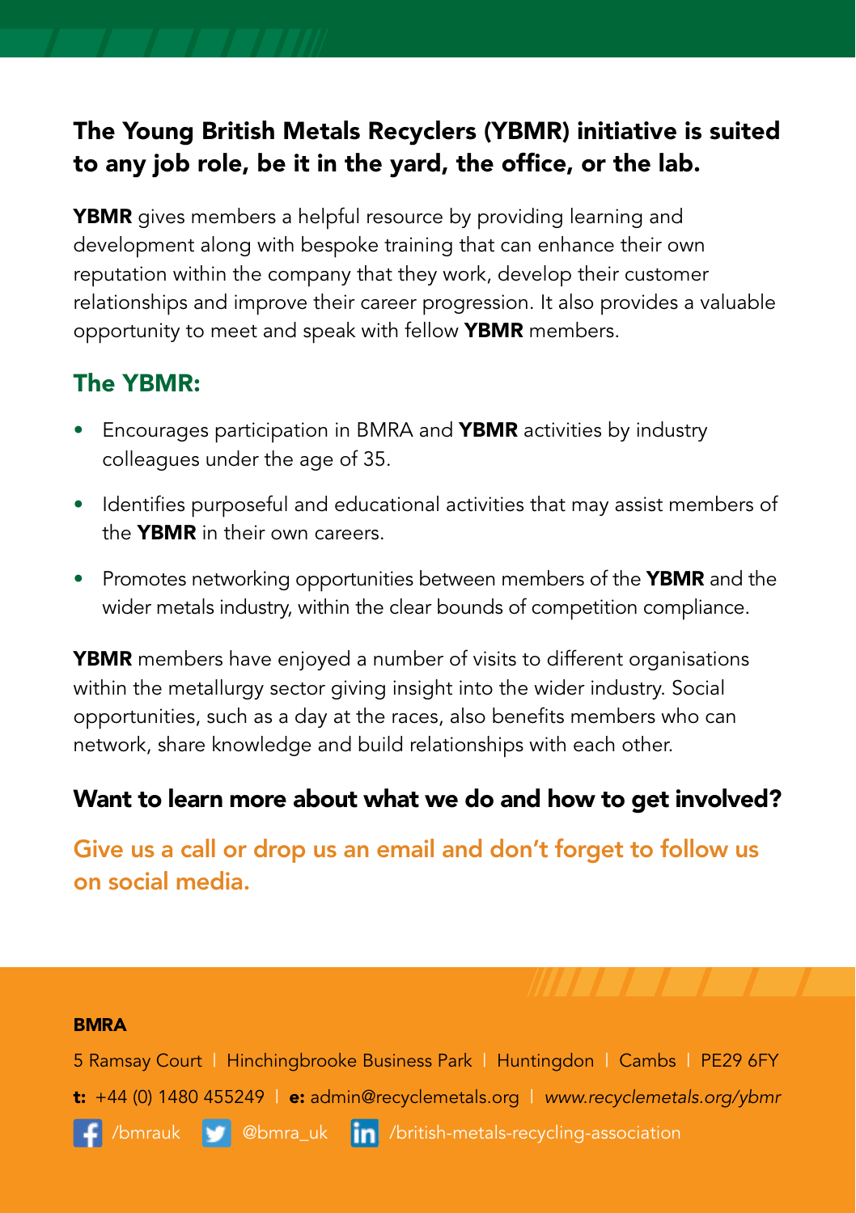## The Young British Metals Recyclers (YBMR) initiative is suited to any job role, be it in the yard, the office, or the lab.

**YBMR** gives members a helpful resource by providing learning and development along with bespoke training that can enhance their own reputation within the company that they work, develop their customer relationships and improve their career progression. It also provides a valuable opportunity to meet and speak with fellow **YBMR** members.

### The YBMR:

- Encourages participation in BMRA and **YBMR** activities by industry colleagues under the age of 35.
- Identifies purposeful and educational activities that may assist members of the **YBMR** in their own careers.
- Promotes networking opportunities between members of the **YBMR** and the wider metals industry, within the clear bounds of competition compliance.

**YBMR** members have enjoyed a number of visits to different organisations within the metallurgy sector giving insight into the wider industry. Social opportunities, such as a day at the races, also benefits members who can network, share knowledge and build relationships with each other.

### Want to learn more about what we do and how to get involved?

**Give us a call or drop us an email and don't forget to follow us on social media.**

**BMRA**

5 Ramsay Court | Hinchingbrooke Business Park | Huntingdon | Cambs | PE29 6FY

**t:** +44 (0) 1480 455249 | **e:** admin@recyclemetals.org | *www.recyclemetals.org/ybmr*

/bmrauk | @bmra_uk | /british-metals-recycling-association